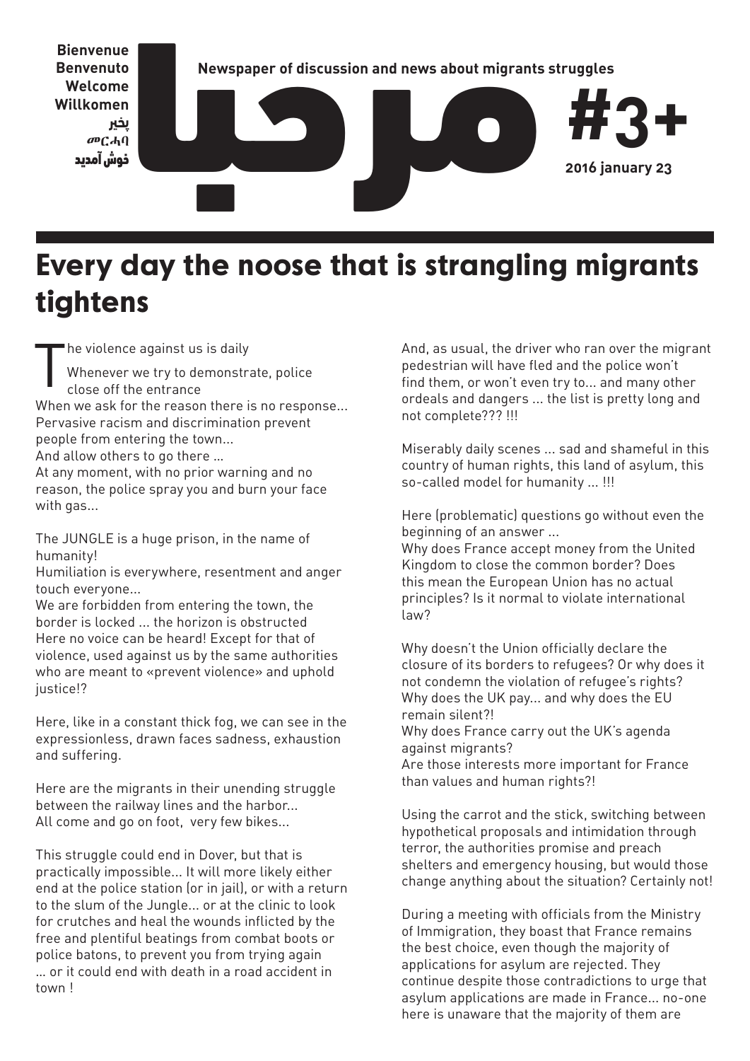Bienvenue
Benvenuto
Welcome
Willkomen
پخير
መርሓባ
خوش آمدید

**Newspaper of discussion and news about migrants struggles**

# مرحبا

# #3+

**2016 january 23**

# Every day the noose that is strangling migrants tightens

The violence against us is daily
Whenever we try to demonstrate, police close off the entrance
When we ask for the reason there is no response...
Pervasive racism and discrimination prevent people from entering the town...
And allow others to go there ...
At any moment, with no prior warning and no reason, the police spray you and burn your face with gas...

The JUNGLE is a huge prison, in the name of humanity!
Humiliation is everywhere, resentment and anger touch everyone...
We are forbidden from entering the town, the border is locked ... the horizon is obstructed
Here no voice can be heard! Except for that of violence, used against us by the same authorities who are meant to «prevent violence» and uphold justice!?

Here, like in a constant thick fog, we can see in the expressionless, drawn faces sadness, exhaustion and suffering.

Here are the migrants in their unending struggle between the railway lines and the harbor...
All come and go on foot, very few bikes...

This struggle could end in Dover, but that is practically impossible... It will more likely either end at the police station (or in jail), or with a return to the slum of the Jungle... or at the clinic to look for crutches and heal the wounds inflicted by the free and plentiful beatings from combat boots or police batons, to prevent you from trying again ... or it could end with death in a road accident in town !

And, as usual, the driver who ran over the migrant pedestrian will have fled and the police won't find them, or won't even try to... and many other ordeals and dangers ... the list is pretty long and not complete??? !!!

Miserably daily scenes ... sad and shameful in this country of human rights, this land of asylum, this so-called model for humanity ... !!!

Here (problematic) questions go without even the beginning of an answer ...
Why does France accept money from the United Kingdom to close the common border? Does this mean the European Union has no actual principles? Is it normal to violate international law?

Why doesn't the Union officially declare the closure of its borders to refugees? Or why does it not condemn the violation of refugee's rights?
Why does the UK pay... and why does the EU remain silent?!
Why does France carry out the UK's agenda against migrants?
Are those interests more important for France than values and human rights?!

Using the carrot and the stick, switching between hypothetical proposals and intimidation through terror, the authorities promise and preach shelters and emergency housing, but would those change anything about the situation? Certainly not!

During a meeting with officials from the Ministry of Immigration, they boast that France remains the best choice, even though the majority of applications for asylum are rejected. They continue despite those contradictions to urge that asylum applications are made in France... no-one here is unaware that the majority of them are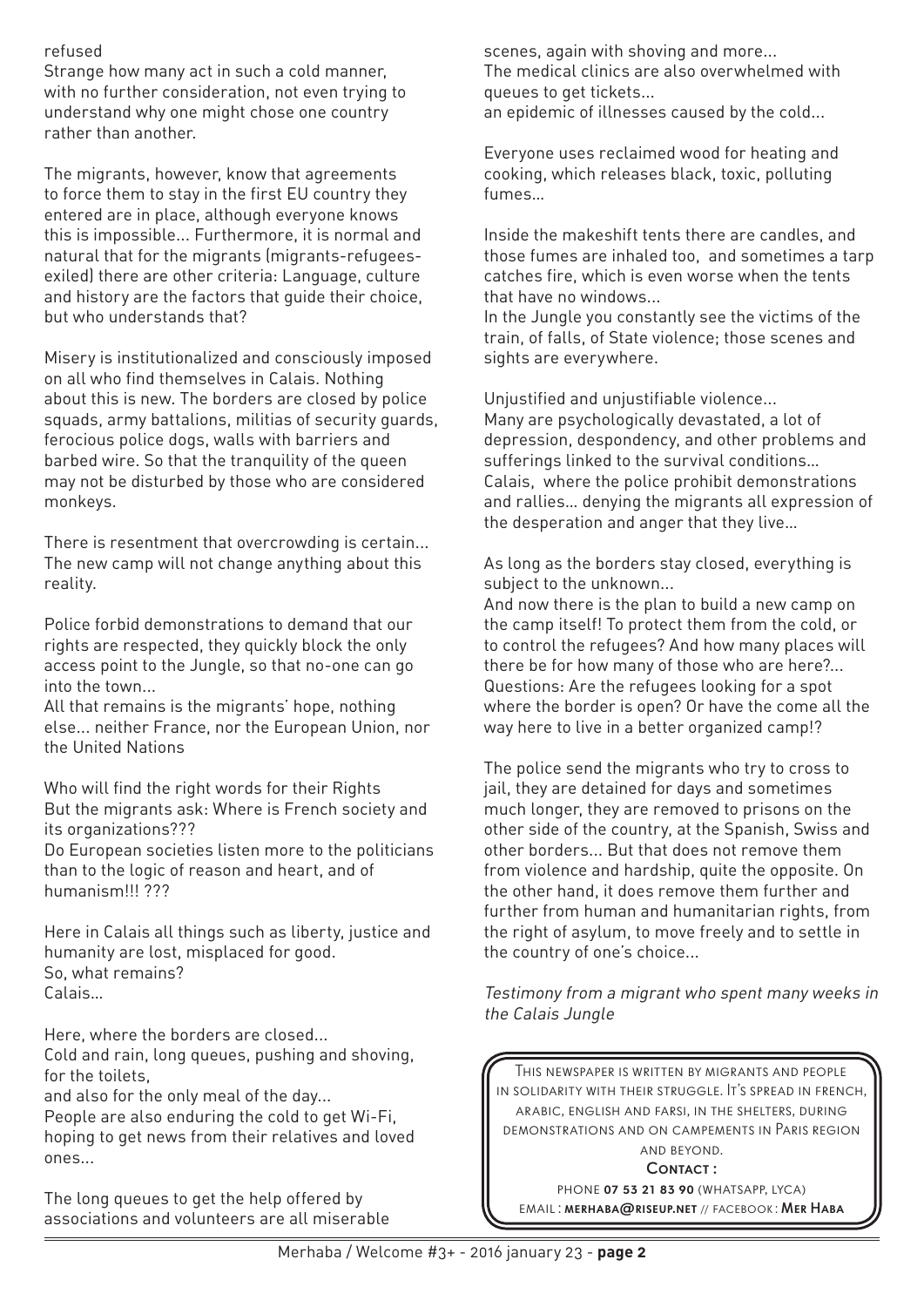refused

Strange how many act in such a cold manner, with no further consideration, not even trying to understand why one might chose one country rather than another.

The migrants, however, know that agreements to force them to stay in the first EU country they entered are in place, although everyone knows this is impossible... Furthermore, it is normal and natural that for the migrants (migrants-refugees-exiled) there are other criteria: Language, culture and history are the factors that guide their choice, but who understands that?

Misery is institutionalized and consciously imposed on all who find themselves in Calais. Nothing about this is new. The borders are closed by police squads, army battalions, militias of security guards, ferocious police dogs, walls with barriers and barbed wire. So that the tranquility of the queen may not be disturbed by those who are considered monkeys.

There is resentment that overcrowding is certain... The new camp will not change anything about this reality.

Police forbid demonstrations to demand that our rights are respected, they quickly block the only access point to the Jungle, so that no-one can go into the town...

All that remains is the migrants' hope, nothing else... neither France, nor the European Union, nor the United Nations

Who will find the right words for their Rights

But the migrants ask: Where is French society and its organizations???

Do European societies listen more to the politicians than to the logic of reason and heart, and of humanism!!! ???

Here in Calais all things such as liberty, justice and humanity are lost, misplaced for good.

So, what remains?

Calais...

Here, where the borders are closed...

Cold and rain, long queues, pushing and shoving, for the toilets,

and also for the only meal of the day...

People are also enduring the cold to get Wi-Fi, hoping to get news from their relatives and loved ones...

The long queues to get the help offered by associations and volunteers are all miserable scenes, again with shoving and more...

The medical clinics are also overwhelmed with queues to get tickets...

an epidemic of illnesses caused by the cold...

Everyone uses reclaimed wood for heating and cooking, which releases black, toxic, polluting fumes...

Inside the makeshift tents there are candles, and those fumes are inhaled too, and sometimes a tarp catches fire, which is even worse when the tents that have no windows...

In the Jungle you constantly see the victims of the train, of falls, of State violence; those scenes and sights are everywhere.

Unjustified and unjustifiable violence...

Many are psychologically devastated, a lot of depression, despondency, and other problems and sufferings linked to the survival conditions...

Calais, where the police prohibit demonstrations and rallies... denying the migrants all expression of the desperation and anger that they live...

As long as the borders stay closed, everything is subject to the unknown...

And now there is the plan to build a new camp on the camp itself! To protect them from the cold, or to control the refugees? And how many places will there be for how many of those who are here?...

Questions: Are the refugees looking for a spot where the border is open? Or have the come all the way here to live in a better organized camp!?

The police send the migrants who try to cross to jail, they are detained for days and sometimes much longer, they are removed to prisons on the other side of the country, at the Spanish, Swiss and other borders... But that does not remove them from violence and hardship, quite the opposite. On the other hand, it does remove them further and further from human and humanitarian rights, from the right of asylum, to move freely and to settle in the country of one's choice...

*Testimony from a migrant who spent many weeks in the Calais Jungle*

---

This newspaper is written by migrants and people in solidarity with their struggle. It's spread in French, Arabic, English and Farsi, in the shelters, during demonstrations and on campements in Paris region and beyond.

**Contact :**

Phone **07 53 21 83 90** (WhatsApp, Lyca)

Email : **merhaba@riseup.net** // Facebook : **Mer Haba**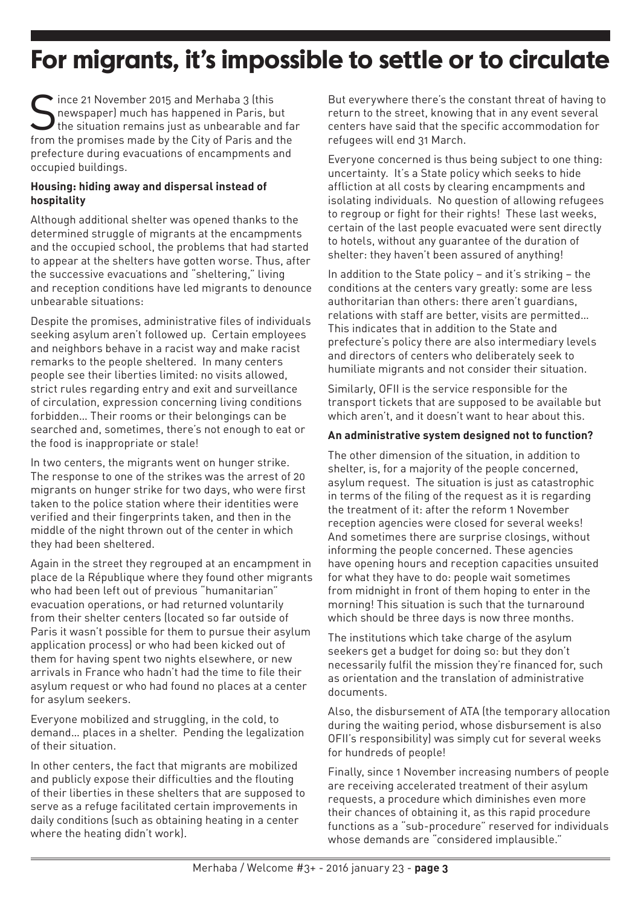# For migrants, it's impossible to settle or to circulate

Since 21 November 2015 and Merhaba 3 (this newspaper) much has happened in Paris, but the situation remains just as unbearable and far from the promises made by the City of Paris and the prefecture during evacuations of encampments and occupied buildings.

**Housing: hiding away and dispersal instead of hospitality**

Although additional shelter was opened thanks to the determined struggle of migrants at the encampments and the occupied school, the problems that had started to appear at the shelters have gotten worse. Thus, after the successive evacuations and "sheltering," living and reception conditions have led migrants to denounce unbearable situations:

Despite the promises, administrative files of individuals seeking asylum aren't followed up. Certain employees and neighbors behave in a racist way and make racist remarks to the people sheltered. In many centers people see their liberties limited: no visits allowed, strict rules regarding entry and exit and surveillance of circulation, expression concerning living conditions forbidden... Their rooms or their belongings can be searched and, sometimes, there's not enough to eat or the food is inappropriate or stale!

In two centers, the migrants went on hunger strike. The response to one of the strikes was the arrest of 20 migrants on hunger strike for two days, who were first taken to the police station where their identities were verified and their fingerprints taken, and then in the middle of the night thrown out of the center in which they had been sheltered.

Again in the street they regrouped at an encampment in place de la République where they found other migrants who had been left out of previous "humanitarian" evacuation operations, or had returned voluntarily from their shelter centers (located so far outside of Paris it wasn't possible for them to pursue their asylum application process) or who had been kicked out of them for having spent two nights elsewhere, or new arrivals in France who hadn't had the time to file their asylum request or who had found no places at a center for asylum seekers.

Everyone mobilized and struggling, in the cold, to demand... places in a shelter. Pending the legalization of their situation.

In other centers, the fact that migrants are mobilized and publicly expose their difficulties and the flouting of their liberties in these shelters that are supposed to serve as a refuge facilitated certain improvements in daily conditions (such as obtaining heating in a center where the heating didn't work).

But everywhere there's the constant threat of having to return to the street, knowing that in any event several centers have said that the specific accommodation for refugees will end 31 March.

Everyone concerned is thus being subject to one thing: uncertainty. It's a State policy which seeks to hide affliction at all costs by clearing encampments and isolating individuals. No question of allowing refugees to regroup or fight for their rights! These last weeks, certain of the last people evacuated were sent directly to hotels, without any guarantee of the duration of shelter: they haven't been assured of anything!

In addition to the State policy – and it's striking – the conditions at the centers vary greatly: some are less authoritarian than others: there aren't guardians, relations with staff are better, visits are permitted... This indicates that in addition to the State and prefecture's policy there are also intermediary levels and directors of centers who deliberately seek to humiliate migrants and not consider their situation.

Similarly, OFII is the service responsible for the transport tickets that are supposed to be available but which aren't, and it doesn't want to hear about this.

**An administrative system designed not to function?**

The other dimension of the situation, in addition to shelter, is, for a majority of the people concerned, asylum request. The situation is just as catastrophic in terms of the filing of the request as it is regarding the treatment of it: after the reform 1 November reception agencies were closed for several weeks! And sometimes there are surprise closings, without informing the people concerned. These agencies have opening hours and reception capacities unsuited for what they have to do: people wait sometimes from midnight in front of them hoping to enter in the morning! This situation is such that the turnaround which should be three days is now three months.

The institutions which take charge of the asylum seekers get a budget for doing so: but they don't necessarily fulfil the mission they're financed for, such as orientation and the translation of administrative documents.

Also, the disbursement of ATA (the temporary allocation during the waiting period, whose disbursement is also OFII's responsibility) was simply cut for several weeks for hundreds of people!

Finally, since 1 November increasing numbers of people are receiving accelerated treatment of their asylum requests, a procedure which diminishes even more their chances of obtaining it, as this rapid procedure functions as a "sub-procedure" reserved for individuals whose demands are "considered implausible."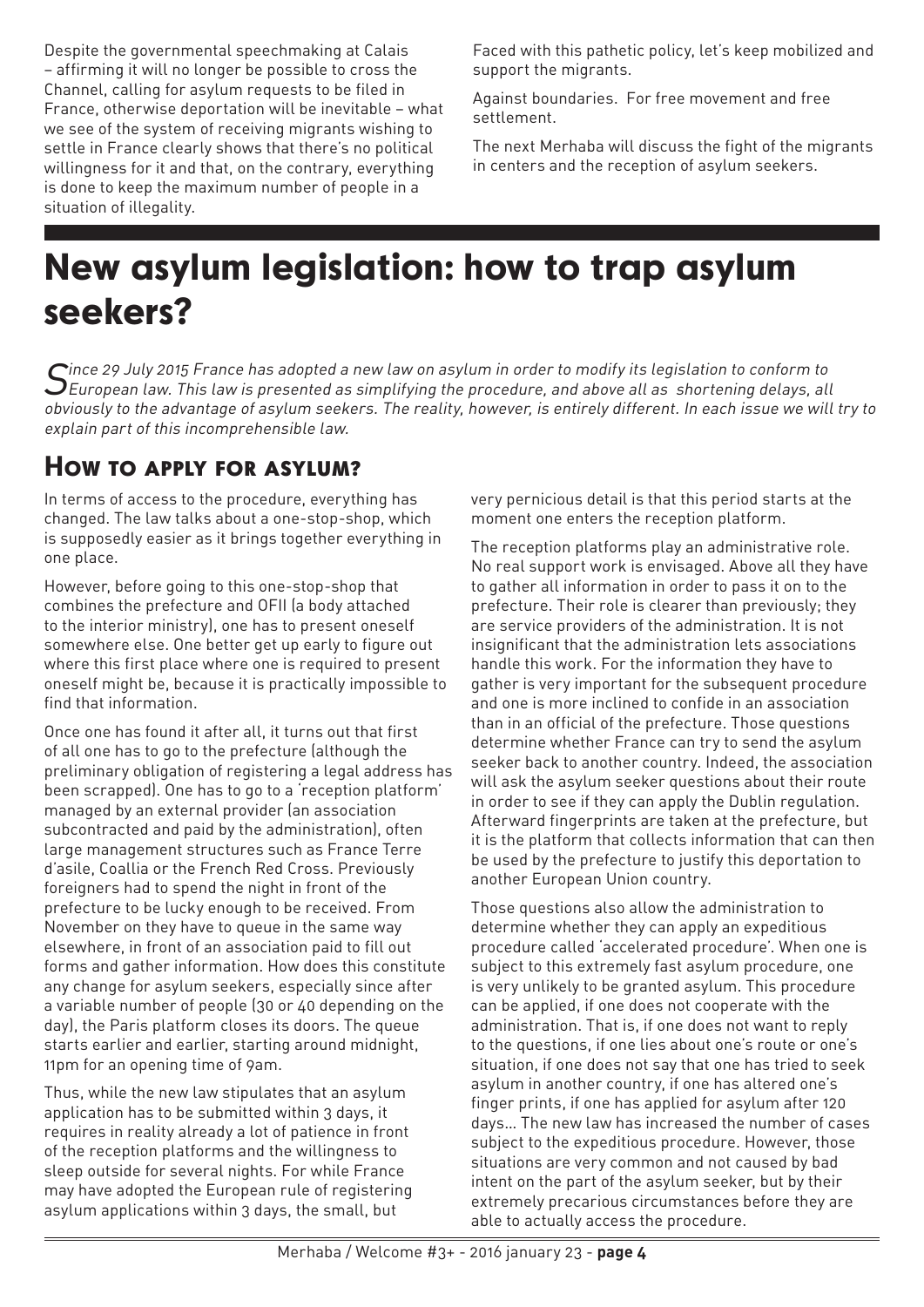Despite the governmental speechmaking at Calais – affirming it will no longer be possible to cross the Channel, calling for asylum requests to be filed in France, otherwise deportation will be inevitable – what we see of the system of receiving migrants wishing to settle in France clearly shows that there's no political willingness for it and that, on the contrary, everything is done to keep the maximum number of people in a situation of illegality.

Faced with this pathetic policy, let's keep mobilized and support the migrants.

Against boundaries. For free movement and free settlement.

The next Merhaba will discuss the fight of the migrants in centers and the reception of asylum seekers.

# New asylum legislation: how to trap asylum seekers?

*Since 29 July 2015 France has adopted a new law on asylum in order to modify its legislation to conform to European law. This law is presented as simplifying the procedure, and above all as shortening delays, all obviously to the advantage of asylum seekers. The reality, however, is entirely different. In each issue we will try to explain part of this incomprehensible law.*

## How to apply for asylum?

In terms of access to the procedure, everything has changed. The law talks about a one-stop-shop, which is supposedly easier as it brings together everything in one place.

However, before going to this one-stop-shop that combines the prefecture and OFII (a body attached to the interior ministry), one has to present oneself somewhere else. One better get up early to figure out where this first place where one is required to present oneself might be, because it is practically impossible to find that information.

Once one has found it after all, it turns out that first of all one has to go to the prefecture (although the preliminary obligation of registering a legal address has been scrapped). One has to go to a 'reception platform' managed by an external provider (an association subcontracted and paid by the administration), often large management structures such as France Terre d'asile, Coallia or the French Red Cross. Previously foreigners had to spend the night in front of the prefecture to be lucky enough to be received. From November on they have to queue in the same way elsewhere, in front of an association paid to fill out forms and gather information. How does this constitute any change for asylum seekers, especially since after a variable number of people (30 or 40 depending on the day), the Paris platform closes its doors. The queue starts earlier and earlier, starting around midnight, 11pm for an opening time of 9am.

Thus, while the new law stipulates that an asylum application has to be submitted within 3 days, it requires in reality already a lot of patience in front of the reception platforms and the willingness to sleep outside for several nights. For while France may have adopted the European rule of registering asylum applications within 3 days, the small, but very pernicious detail is that this period starts at the moment one enters the reception platform.

The reception platforms play an administrative role. No real support work is envisaged. Above all they have to gather all information in order to pass it on to the prefecture. Their role is clearer than previously; they are service providers of the administration. It is not insignificant that the administration lets associations handle this work. For the information they have to gather is very important for the subsequent procedure and one is more inclined to confide in an association than in an official of the prefecture. Those questions determine whether France can try to send the asylum seeker back to another country. Indeed, the association will ask the asylum seeker questions about their route in order to see if they can apply the Dublin regulation. Afterward fingerprints are taken at the prefecture, but it is the platform that collects information that can then be used by the prefecture to justify this deportation to another European Union country.

Those questions also allow the administration to determine whether they can apply an expeditious procedure called 'accelerated procedure'. When one is subject to this extremely fast asylum procedure, one is very unlikely to be granted asylum. This procedure can be applied, if one does not cooperate with the administration. That is, if one does not want to reply to the questions, if one lies about one's route or one's situation, if one does not say that one has tried to seek asylum in another country, if one has altered one's finger prints, if one has applied for asylum after 120 days… The new law has increased the number of cases subject to the expeditious procedure. However, those situations are very common and not caused by bad intent on the part of the asylum seeker, but by their extremely precarious circumstances before they are able to actually access the procedure.